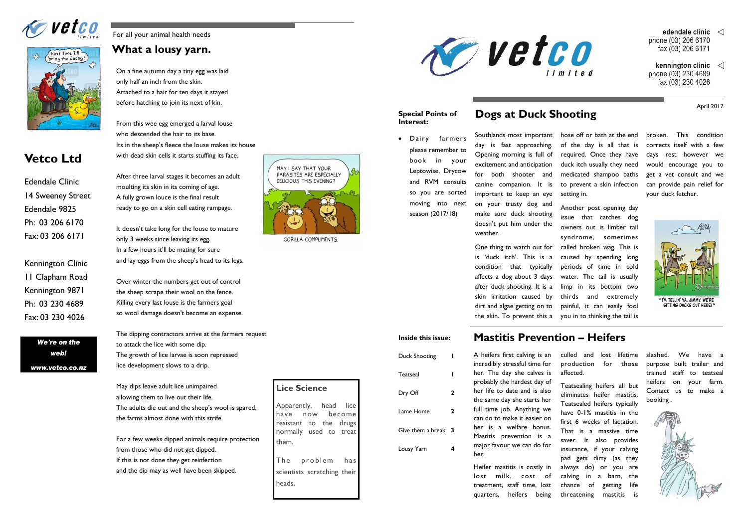For all your animal health needs

## What a lousy yarn.

On a fine autumn day a tiny egg was laid
only half an inch from the skin.
Attached to a hair for ten days it stayed
before hatching to join its next of kin.

From this wee egg emerged a larval louse
who descended the hair to its base.
Its in the sheep's fleece the louse makes its house
with dead skin cells it starts stuffing its face.

After three larval stages it becomes an adult
moulting its skin in its coming of age.
A fully grown louce is the final result
ready to go on a skin cell eating rampage.

It doesn't take long for the louse to mature
only 3 weeks since leaving its egg.
In a few hours it'll be mating for sure
and lay eggs from the sheep's head to its legs.

Over winter the numbers get out of control
the sheep scrape their wool on the fence.
Killing every last louse is the farmers goal
so wool damage doesn't become an expense.

The dipping contractors arrive at the farmers request
to attack the lice with some dip.
The growth of lice larvae is soon repressed
lice development slows to a drip.

May dips leave adult lice unimpaired
allowing them to live out their life.
The adults die out and the sheep's wool is spared,
the farms almost done with this strife

For a few weeks dipped animals require protection
from those who did not get dipped.
If this is not done they get reinfection
and the dip may as well have been skipped.

MAY I SAY THAT YOUR PARASITES ARE ESPECIALLY DELICIOUS THIS EVENING?

GORILLA COMPLIMENTS.

### Lice Science

Apparently, head lice have now become resistant to the drugs normally used to treat them.

The problem has scientists scratching their heads.

## Vetco Ltd

Edendale Clinic
14 Sweeney Street
Edendale 9825
Ph: 03 206 6170
Fax: 03 206 6171

Kennington Clinic
11 Clapham Road
Kennington 9871
Ph: 03 230 4689
Fax: 03 230 4026

***We're on the web!***
***www.vetco.co.nz***

vetco limited

**edendale clinic**
phone (03) 206 6170
fax (03) 206 6171

**kennington clinic**
phone (03) 230 4689
fax (03) 230 4026

April 2017

**Special Points of Interest:**

- Dairy farmers please remember to book in your Leptowise, Drycow and RVM consults so you are sorted moving into next season (2017/18)

**Inside this issue:**

| | |
|---|---|
| Duck Shooting | 1 |
| Teatseal | 1 |
| Dry Off | 2 |
| Lame Horse | 2 |
| Give them a break | 3 |
| Lousy Yarn | 4 |

## Dogs at Duck Shooting

Southlands most important day is fast approaching. Opening morning is full of excitement and anticipation for both shooter and canine companion. It is important to keep an eye on your trusty dog and make sure duck shooting doesn't put him under the weather.

One thing to watch out for is 'duck itch'. This is a condition that typically affects a dog about 3 days after duck shooting. It is a skin irritation caused by dirt and algae getting on to the skin. To prevent this a hose off or bath at the end of the day is all that is required. Once they have duck itch usually they need medicated shampoo baths to prevent a skin infection setting in.

Another post opening day issue that catches dog owners out is limber tail syndrome, sometimes called broken wag. This is caused by spending long periods of time in cold water. The tail is usually limp in its bottom two thirds and extremely painful, it can easily fool you in to thinking the tail is broken. This condition corrects itself with a few days rest however we would encourage you to get a vet consult and we can provide pain relief for your duck fetcher.

" I'M TELLIN' YA, JIMMY, WE'RE SITTING DUCKS OUT HERE! "

## Mastitis Prevention – Heifers

A heifers first calving is an incredibly stressful time for her. The day she calves is probably the hardest day of her life to date and is also the same day she starts her full time job. Anything we can do to make it easier on her is a welfare bonus. Mastitis prevention is a major favour we can do for her.

Heifer mastitis is costly in lost milk, cost of treatment, staff time, lost quarters, heifers being culled and lost lifetime production for those affected.

Teatsealing heifers all but eliminates heifer mastitis. Teatsealed heifers typically have 0-1% mastitis in the first 6 weeks of lactation. That is a massive time saver. It also provides insurance, if your calving pad gets dirty (as they always do) or you are calving in a barn, the chance of getting life threatening mastitis is slashed. We have a purpose built trailer and trained staff to teatseal heifers on your farm. Contact us to make a booking .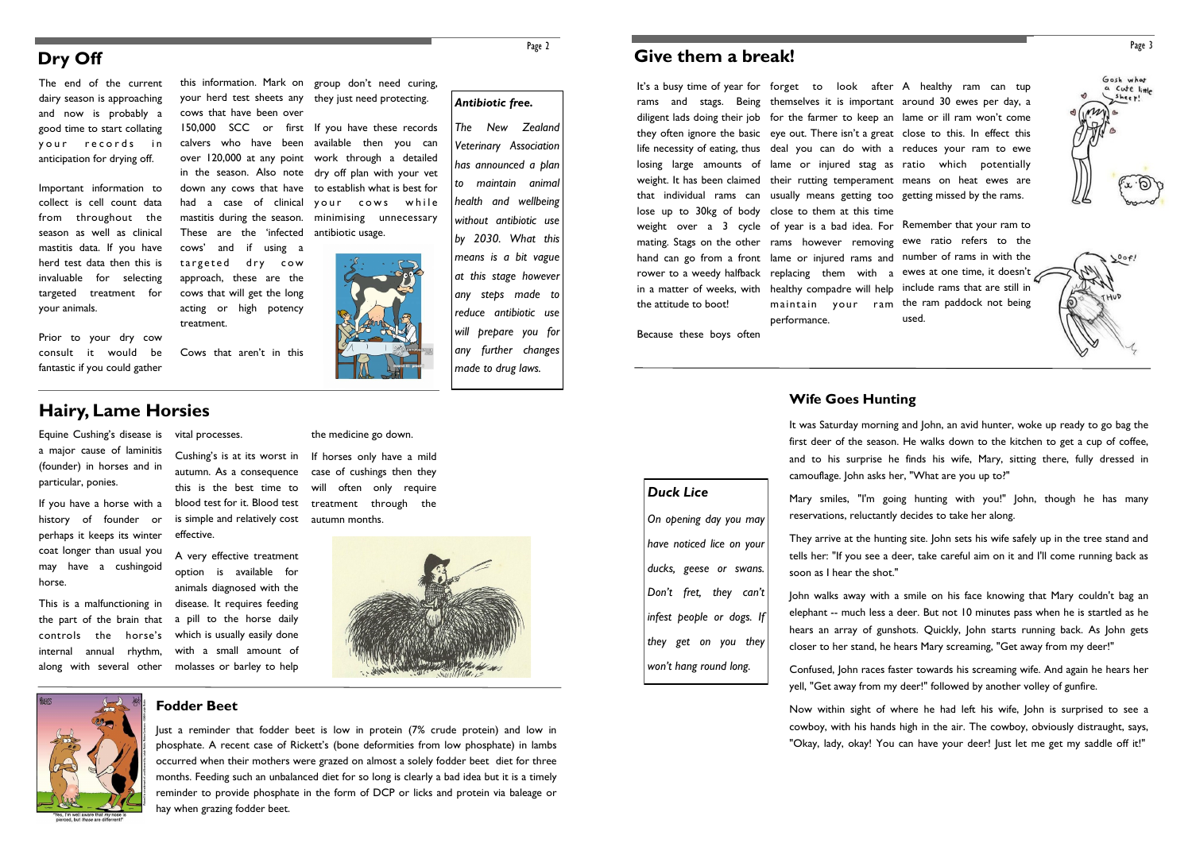## Dry Off

The end of the current dairy season is approaching and now is probably a good time to start collating your records in anticipation for drying off.

Important information to collect is cell count data from throughout the season as well as clinical mastitis data. If you have herd test data then this is invaluable for selecting targeted treatment for your animals.

Prior to your dry cow consult it would be fantastic if you could gather this information. Mark on your herd test sheets any cows that have been over 150,000 SCC or first calvers who have been over 120,000 at any point in the season. Also note down any cows that have had a case of clinical mastitis during the season. These are the 'infected cows' and if using a targeted dry cow approach, these are the cows that will get the long acting or high potency treatment.

Cows that aren't in this group don't need curing, they just need protecting.

If you have these records available then you can work through a detailed dry off plan with your vet to establish what is best for your cows while minimising unnecessary antibiotic usage.

### *Antibiotic free.*

*The New Zealand Veterinary Association has announced a plan to maintain animal health and wellbeing without antibiotic use by 2030. What this means is a bit vague at this stage however any steps made to reduce antibiotic use will prepare you for any further changes made to drug laws.*

## Hairy, Lame Horsies

Equine Cushing's disease is a major cause of laminitis (founder) in horses and in particular, ponies.

If you have a horse with a history of founder or perhaps it keeps its winter coat longer than usual you may have a cushingoid horse.

This is a malfunctioning in the part of the brain that controls the horse's internal annual rhythm, along with several other vital processes.

Cushing's is at its worst in autumn. As a consequence this is the best time to blood test for it. Blood test is simple and relatively cost effective.

A very effective treatment option is available for animals diagnosed with the disease. It requires feeding a pill to the horse daily which is usually easily done with a small amount of molasses or barley to help the medicine go down.

If horses only have a mild case of cushings then they will often only require treatment through the autumn months.

### Fodder Beet

Just a reminder that fodder beet is low in protein (7% crude protein) and low in phosphate. A recent case of Rickett's (bone deformities from low phosphate) in lambs occurred when their mothers were grazed on almost a solely fodder beet diet for three months. Feeding such an unbalanced diet for so long is clearly a bad idea but it is a timely reminder to provide phosphate in the form of DCP or licks and protein via baleage or hay when grazing fodder beet.

## Give them a break!

It's a busy time of year for rams and stags. Being diligent lads doing their job they often ignore the basic life necessity of eating, thus losing large amounts of weight. It has been claimed that individual rams can lose up to 30kg of body weight over a 3 cycle mating. Stags on the other hand can go from a front rower to a weedy halfback in a matter of weeks, with the attitude to boot!

Because these boys often forget to look after themselves it is important for the farmer to keep an eye out. There isn't a great deal you can do with a lame or injured stag as their rutting temperament usually means getting too close to them at this time of year is a bad idea. For rams however removing lame or injured rams and replacing them with a healthy compadre will help maintain your ram performance.

A healthy ram can tup around 30 ewes per day, a lame or ill ram won't come close to this. In effect this reduces your ram to ewe ratio which potentially means on heat ewes are getting missed by the rams.

Remember that your ram to ewe ratio refers to the number of rams in with the ewes at one time, it doesn't include rams that are still in the ram paddock not being used.

### *Duck Lice*

*On opening day you may have noticed lice on your ducks, geese or swans. Don't fret, they can't infest people or dogs. If they get on you they won't hang round long.*

### Wife Goes Hunting

It was Saturday morning and John, an avid hunter, woke up ready to go bag the first deer of the season. He walks down to the kitchen to get a cup of coffee, and to his surprise he finds his wife, Mary, sitting there, fully dressed in camouflage. John asks her, "What are you up to?"

Mary smiles, "I'm going hunting with you!" John, though he has many reservations, reluctantly decides to take her along.

They arrive at the hunting site. John sets his wife safely up in the tree stand and tells her: "If you see a deer, take careful aim on it and I'll come running back as soon as I hear the shot."

John walks away with a smile on his face knowing that Mary couldn't bag an elephant -- much less a deer. But not 10 minutes pass when he is startled as he hears an array of gunshots. Quickly, John starts running back. As John gets closer to her stand, he hears Mary screaming, "Get away from my deer!"

Confused, John races faster towards his screaming wife. And again he hears her yell, "Get away from my deer!" followed by another volley of gunfire.

Now within sight of where he had left his wife, John is surprised to see a cowboy, with his hands high in the air. The cowboy, obviously distraught, says, "Okay, lady, okay! You can have your deer! Just let me get my saddle off it!"